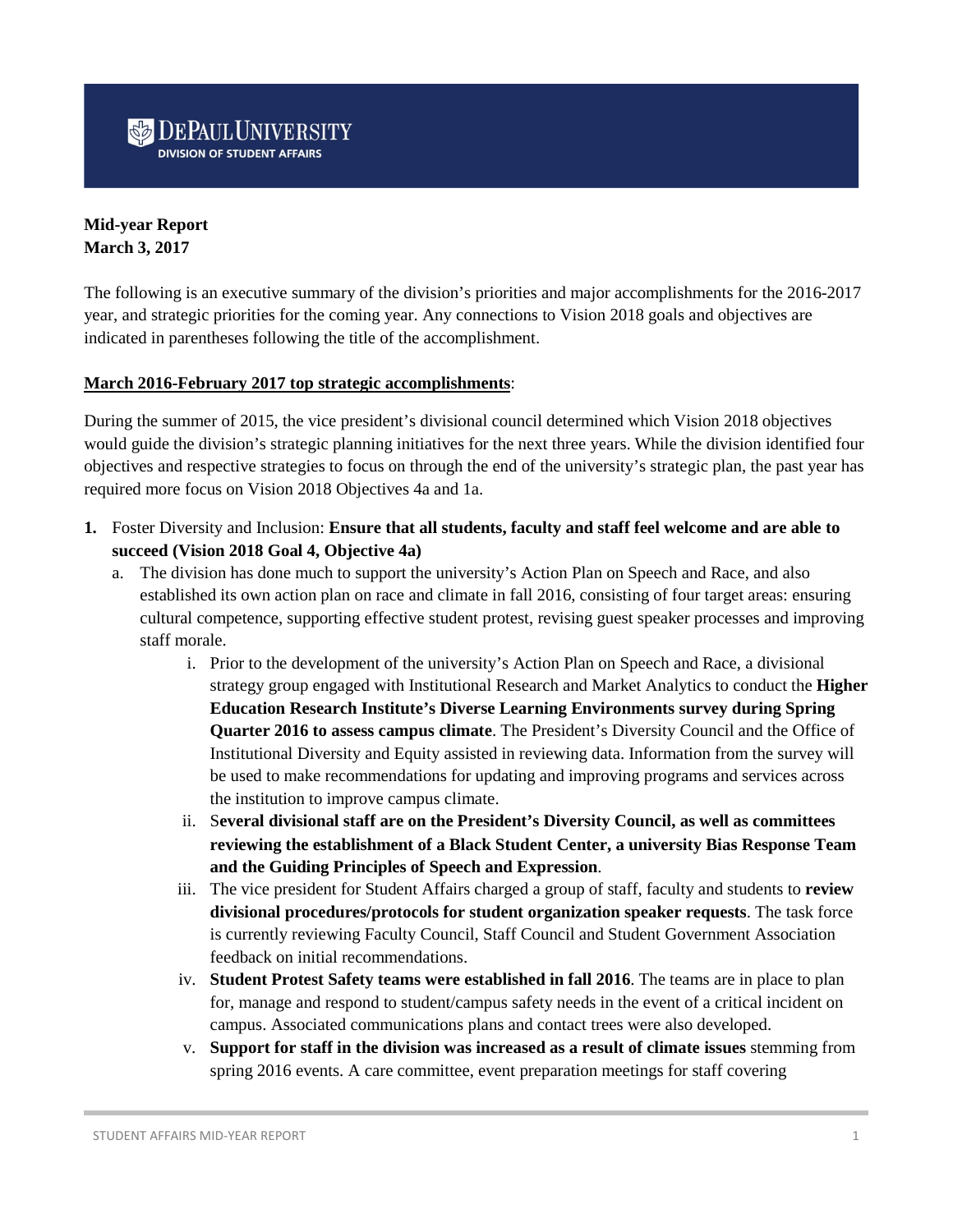DEPAUL UNIVERSITY
DIVISION OF STUDENT AFFAIRS

**Mid-year Report**
**March 3, 2017**

The following is an executive summary of the division's priorities and major accomplishments for the 2016-2017 year, and strategic priorities for the coming year. Any connections to Vision 2018 goals and objectives are indicated in parentheses following the title of the accomplishment.

**<u>March 2016-February 2017 top strategic accomplishments</u>**:

During the summer of 2015, the vice president's divisional council determined which Vision 2018 objectives would guide the division's strategic planning initiatives for the next three years. While the division identified four objectives and respective strategies to focus on through the end of the university's strategic plan, the past year has required more focus on Vision 2018 Objectives 4a and 1a.

1. Foster Diversity and Inclusion: **Ensure that all students, faculty and staff feel welcome and are able to succeed (Vision 2018 Goal 4, Objective 4a)**
   a. The division has done much to support the university's Action Plan on Speech and Race, and also established its own action plan on race and climate in fall 2016, consisting of four target areas: ensuring cultural competence, supporting effective student protest, revising guest speaker processes and improving staff morale.
      i. Prior to the development of the university's Action Plan on Speech and Race, a divisional strategy group engaged with Institutional Research and Market Analytics to conduct the **Higher Education Research Institute's Diverse Learning Environments survey during Spring Quarter 2016 to assess campus climate**. The President's Diversity Council and the Office of Institutional Diversity and Equity assisted in reviewing data. Information from the survey will be used to make recommendations for updating and improving programs and services across the institution to improve campus climate.
      ii. S**everal divisional staff are on the President's Diversity Council, as well as committees reviewing the establishment of a Black Student Center, a university Bias Response Team and the Guiding Principles of Speech and Expression**.
      iii. The vice president for Student Affairs charged a group of staff, faculty and students to **review divisional procedures/protocols for student organization speaker requests**. The task force is currently reviewing Faculty Council, Staff Council and Student Government Association feedback on initial recommendations.
      iv. **Student Protest Safety teams were established in fall 2016**. The teams are in place to plan for, manage and respond to student/campus safety needs in the event of a critical incident on campus. Associated communications plans and contact trees were also developed.
      v. **Support for staff in the division was increased as a result of climate issues** stemming from spring 2016 events. A care committee, event preparation meetings for staff covering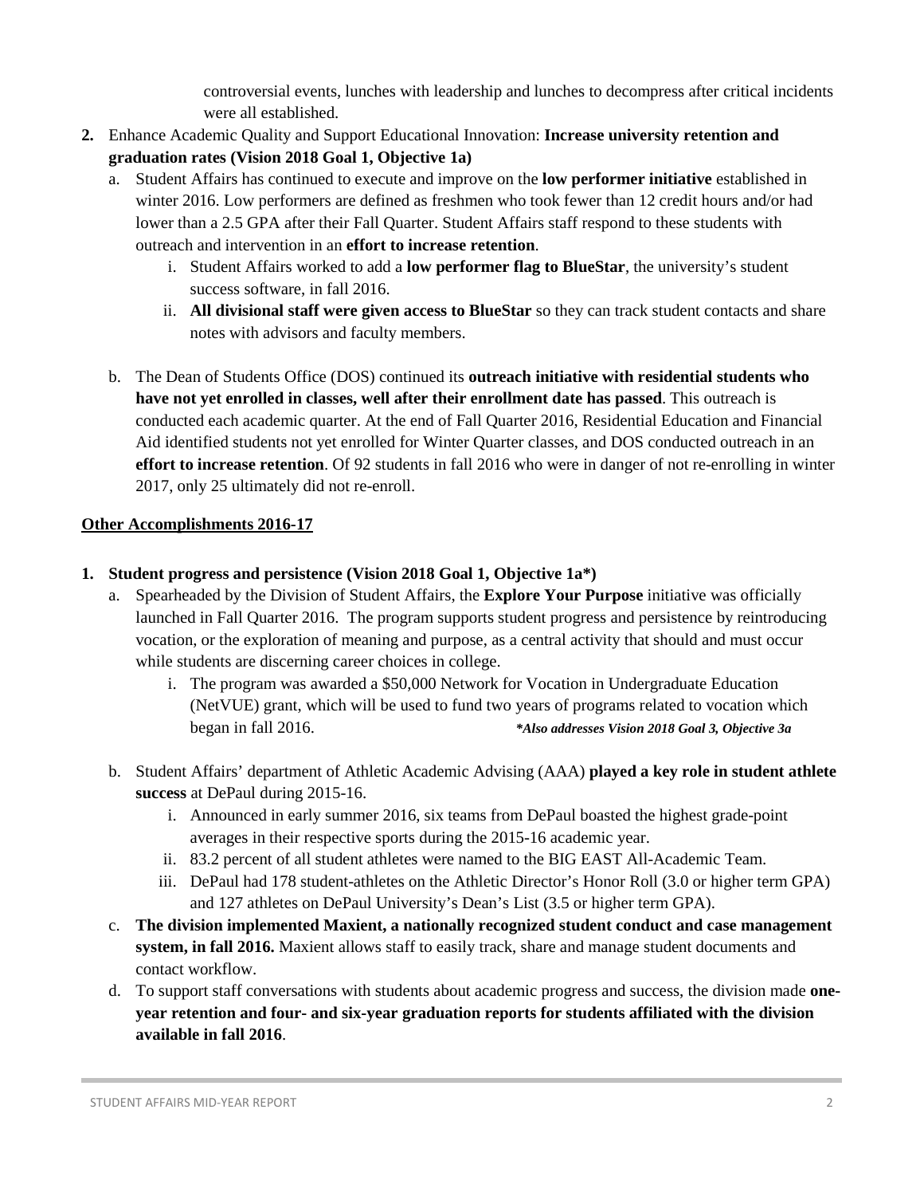controversial events, lunches with leadership and lunches to decompress after critical incidents were all established.

2. Enhance Academic Quality and Support Educational Innovation: **Increase university retention and graduation rates (Vision 2018 Goal 1, Objective 1a)**
   a. Student Affairs has continued to execute and improve on the **low performer initiative** established in winter 2016. Low performers are defined as freshmen who took fewer than 12 credit hours and/or had lower than a 2.5 GPA after their Fall Quarter. Student Affairs staff respond to these students with outreach and intervention in an **effort to increase retention**.
      i. Student Affairs worked to add a **low performer flag to BlueStar**, the university's student success software, in fall 2016.
      ii. **All divisional staff were given access to BlueStar** so they can track student contacts and share notes with advisors and faculty members.

   b. The Dean of Students Office (DOS) continued its **outreach initiative with residential students who have not yet enrolled in classes, well after their enrollment date has passed**. This outreach is conducted each academic quarter. At the end of Fall Quarter 2016, Residential Education and Financial Aid identified students not yet enrolled for Winter Quarter classes, and DOS conducted outreach in an **effort to increase retention**. Of 92 students in fall 2016 who were in danger of not re-enrolling in winter 2017, only 25 ultimately did not re-enroll.

**<u>Other Accomplishments 2016-17</u>**

1. **Student progress and persistence (Vision 2018 Goal 1, Objective 1a*)**
   a. Spearheaded by the Division of Student Affairs, the **Explore Your Purpose** initiative was officially launched in Fall Quarter 2016. The program supports student progress and persistence by reintroducing vocation, or the exploration of meaning and purpose, as a central activity that should and must occur while students are discerning career choices in college.
      i. The program was awarded a $50,000 Network for Vocation in Undergraduate Education (NetVUE) grant, which will be used to fund two years of programs related to vocation which began in fall 2016. ***Also addresses Vision 2018 Goal 3, Objective 3a***

   b. Student Affairs' department of Athletic Academic Advising (AAA) **played a key role in student athlete success** at DePaul during 2015-16.
      i. Announced in early summer 2016, six teams from DePaul boasted the highest grade-point averages in their respective sports during the 2015-16 academic year.
      ii. 83.2 percent of all student athletes were named to the BIG EAST All-Academic Team.
      iii. DePaul had 178 student-athletes on the Athletic Director's Honor Roll (3.0 or higher term GPA) and 127 athletes on DePaul University's Dean's List (3.5 or higher term GPA).
   c. **The division implemented Maxient, a nationally recognized student conduct and case management system, in fall 2016.** Maxient allows staff to easily track, share and manage student documents and contact workflow.
   d. To support staff conversations with students about academic progress and success, the division made **one-year retention and four- and six-year graduation reports for students affiliated with the division available in fall 2016**.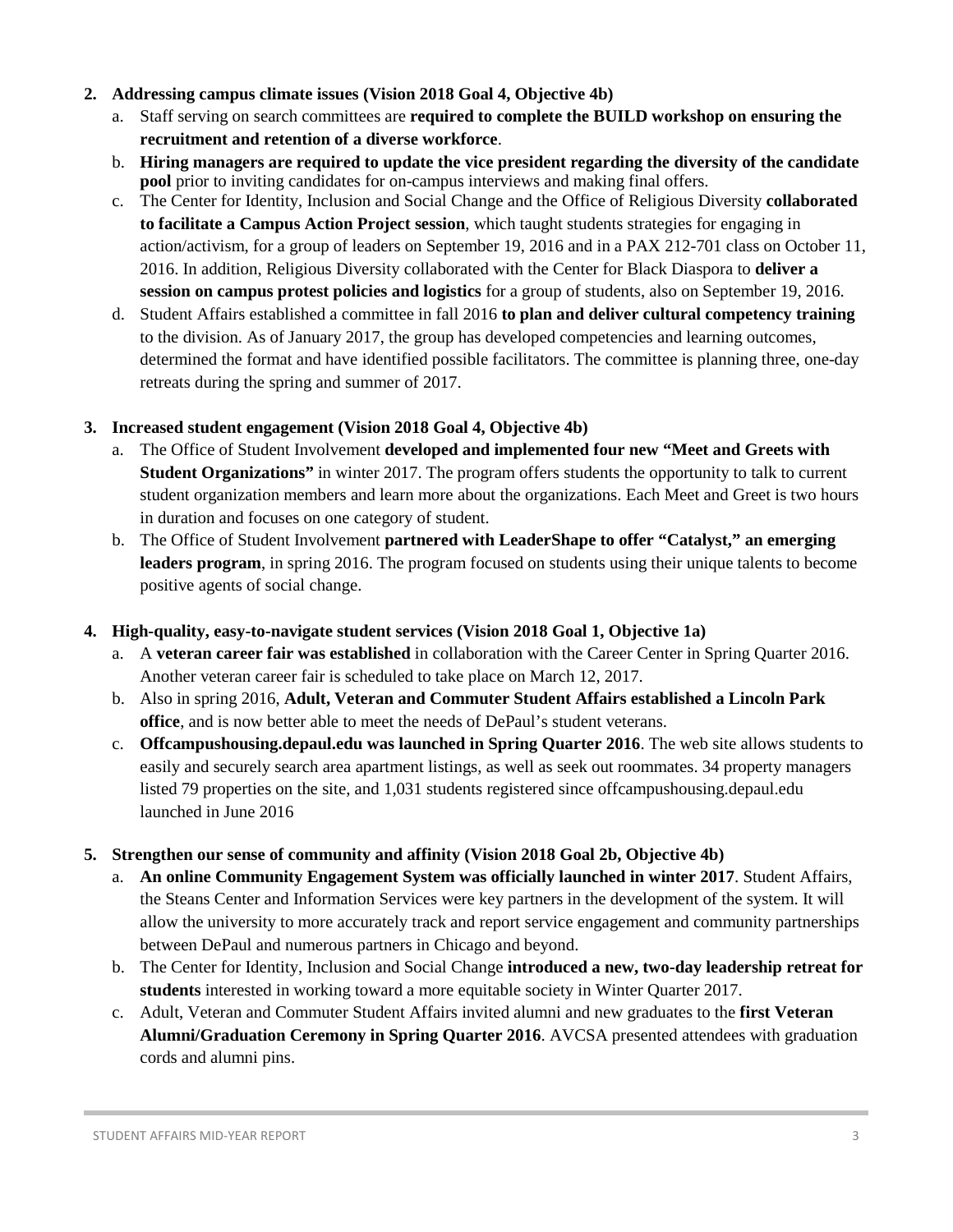2. **Addressing campus climate issues (Vision 2018 Goal 4, Objective 4b)**
   a. Staff serving on search committees are **required to complete the BUILD workshop on ensuring the recruitment and retention of a diverse workforce**.
   b. **Hiring managers are required to update the vice president regarding the diversity of the candidate pool** prior to inviting candidates for on-campus interviews and making final offers.
   c. The Center for Identity, Inclusion and Social Change and the Office of Religious Diversity **collaborated to facilitate a Campus Action Project session**, which taught students strategies for engaging in action/activism, for a group of leaders on September 19, 2016 and in a PAX 212-701 class on October 11, 2016. In addition, Religious Diversity collaborated with the Center for Black Diaspora to **deliver a session on campus protest policies and logistics** for a group of students, also on September 19, 2016.
   d. Student Affairs established a committee in fall 2016 **to plan and deliver cultural competency training** to the division. As of January 2017, the group has developed competencies and learning outcomes, determined the format and have identified possible facilitators. The committee is planning three, one-day retreats during the spring and summer of 2017.

3. **Increased student engagement (Vision 2018 Goal 4, Objective 4b)**
   a. The Office of Student Involvement **developed and implemented four new "Meet and Greets with Student Organizations"** in winter 2017. The program offers students the opportunity to talk to current student organization members and learn more about the organizations. Each Meet and Greet is two hours in duration and focuses on one category of student.
   b. The Office of Student Involvement **partnered with LeaderShape to offer "Catalyst," an emerging leaders program**, in spring 2016. The program focused on students using their unique talents to become positive agents of social change.

4. **High-quality, easy-to-navigate student services (Vision 2018 Goal 1, Objective 1a)**
   a. A **veteran career fair was established** in collaboration with the Career Center in Spring Quarter 2016. Another veteran career fair is scheduled to take place on March 12, 2017.
   b. Also in spring 2016, **Adult, Veteran and Commuter Student Affairs established a Lincoln Park office**, and is now better able to meet the needs of DePaul's student veterans.
   c. **Offcampushousing.depaul.edu was launched in Spring Quarter 2016**. The web site allows students to easily and securely search area apartment listings, as well as seek out roommates. 34 property managers listed 79 properties on the site, and 1,031 students registered since offcampushousing.depaul.edu launched in June 2016

5. **Strengthen our sense of community and affinity (Vision 2018 Goal 2b, Objective 4b)**
   a. **An online Community Engagement System was officially launched in winter 2017**. Student Affairs, the Steans Center and Information Services were key partners in the development of the system. It will allow the university to more accurately track and report service engagement and community partnerships between DePaul and numerous partners in Chicago and beyond.
   b. The Center for Identity, Inclusion and Social Change **introduced a new, two-day leadership retreat for students** interested in working toward a more equitable society in Winter Quarter 2017.
   c. Adult, Veteran and Commuter Student Affairs invited alumni and new graduates to the **first Veteran Alumni/Graduation Ceremony in Spring Quarter 2016**. AVCSA presented attendees with graduation cords and alumni pins.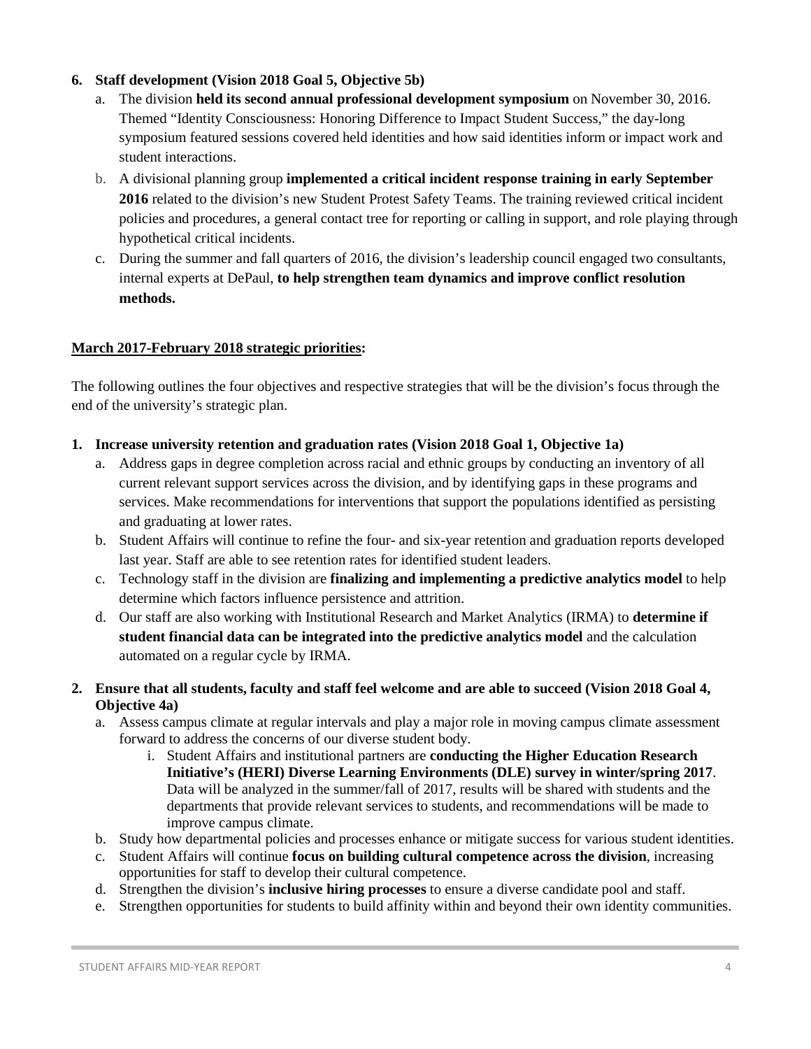6. **Staff development (Vision 2018 Goal 5, Objective 5b)**
   a. The division **held its second annual professional development symposium** on November 30, 2016. Themed "Identity Consciousness: Honoring Difference to Impact Student Success," the day-long symposium featured sessions covered held identities and how said identities inform or impact work and student interactions.
   b. A divisional planning group **implemented a critical incident response training in early September 2016** related to the division's new Student Protest Safety Teams. The training reviewed critical incident policies and procedures, a general contact tree for reporting or calling in support, and role playing through hypothetical critical incidents.
   c. During the summer and fall quarters of 2016, the division's leadership council engaged two consultants, internal experts at DePaul, **to help strengthen team dynamics and improve conflict resolution methods.**

**<u>March 2017-February 2018 strategic priorities</u>:**

The following outlines the four objectives and respective strategies that will be the division's focus through the end of the university's strategic plan.

1. **Increase university retention and graduation rates (Vision 2018 Goal 1, Objective 1a)**
   a. Address gaps in degree completion across racial and ethnic groups by conducting an inventory of all current relevant support services across the division, and by identifying gaps in these programs and services. Make recommendations for interventions that support the populations identified as persisting and graduating at lower rates.
   b. Student Affairs will continue to refine the four- and six-year retention and graduation reports developed last year. Staff are able to see retention rates for identified student leaders.
   c. Technology staff in the division are **finalizing and implementing a predictive analytics model** to help determine which factors influence persistence and attrition.
   d. Our staff are also working with Institutional Research and Market Analytics (IRMA) to **determine if student financial data can be integrated into the predictive analytics model** and the calculation automated on a regular cycle by IRMA.

2. **Ensure that all students, faculty and staff feel welcome and are able to succeed (Vision 2018 Goal 4, Objective 4a)**
   a. Assess campus climate at regular intervals and play a major role in moving campus climate assessment forward to address the concerns of our diverse student body.
      i. Student Affairs and institutional partners are **conducting the Higher Education Research Initiative's (HERI) Diverse Learning Environments (DLE) survey in winter/spring 2017**. Data will be analyzed in the summer/fall of 2017, results will be shared with students and the departments that provide relevant services to students, and recommendations will be made to improve campus climate.
   b. Study how departmental policies and processes enhance or mitigate success for various student identities.
   c. Student Affairs will continue **focus on building cultural competence across the division**, increasing opportunities for staff to develop their cultural competence.
   d. Strengthen the division's **inclusive hiring processes** to ensure a diverse candidate pool and staff.
   e. Strengthen opportunities for students to build affinity within and beyond their own identity communities.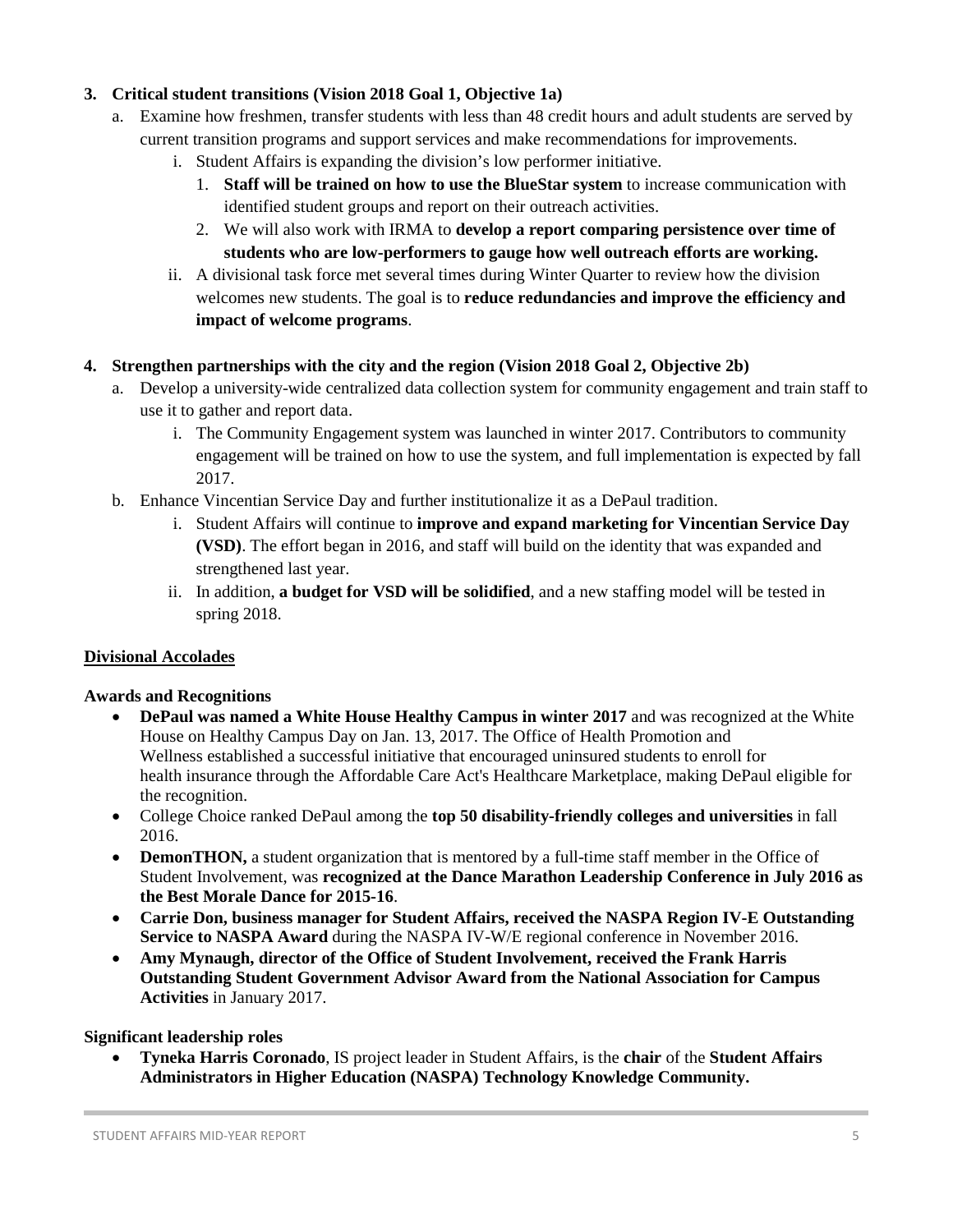3. **Critical student transitions (Vision 2018 Goal 1, Objective 1a)**
   a. Examine how freshmen, transfer students with less than 48 credit hours and adult students are served by current transition programs and support services and make recommendations for improvements.
      i. Student Affairs is expanding the division's low performer initiative.
         1. **Staff will be trained on how to use the BlueStar system** to increase communication with identified student groups and report on their outreach activities.
         2. We will also work with IRMA to **develop a report comparing persistence over time of students who are low-performers to gauge how well outreach efforts are working.**
      ii. A divisional task force met several times during Winter Quarter to review how the division welcomes new students. The goal is to **reduce redundancies and improve the efficiency and impact of welcome programs**.

4. **Strengthen partnerships with the city and the region (Vision 2018 Goal 2, Objective 2b)**
   a. Develop a university-wide centralized data collection system for community engagement and train staff to use it to gather and report data.
      i. The Community Engagement system was launched in winter 2017. Contributors to community engagement will be trained on how to use the system, and full implementation is expected by fall 2017.
   b. Enhance Vincentian Service Day and further institutionalize it as a DePaul tradition.
      i. Student Affairs will continue to **improve and expand marketing for Vincentian Service Day (VSD)**. The effort began in 2016, and staff will build on the identity that was expanded and strengthened last year.
      ii. In addition, **a budget for VSD will be solidified**, and a new staffing model will be tested in spring 2018.

## Divisional Accolades

### Awards and Recognitions

- **DePaul was named a White House Healthy Campus in winter 2017** and was recognized at the White House on Healthy Campus Day on Jan. 13, 2017. The Office of Health Promotion and Wellness established a successful initiative that encouraged uninsured students to enroll for health insurance through the Affordable Care Act's Healthcare Marketplace, making DePaul eligible for the recognition.
- College Choice ranked DePaul among the **top 50 disability-friendly colleges and universities** in fall 2016.
- **DemonTHON,** a student organization that is mentored by a full-time staff member in the Office of Student Involvement, was **recognized at the Dance Marathon Leadership Conference in July 2016 as the Best Morale Dance for 2015-16**.
- **Carrie Don, business manager for Student Affairs, received the NASPA Region IV-E Outstanding Service to NASPA Award** during the NASPA IV-W/E regional conference in November 2016.
- **Amy Mynaugh, director of the Office of Student Involvement, received the Frank Harris Outstanding Student Government Advisor Award from the National Association for Campus Activities** in January 2017.

### Significant leadership roles

- **Tyneka Harris Coronado**, IS project leader in Student Affairs, is the **chair** of the **Student Affairs Administrators in Higher Education (NASPA) Technology Knowledge Community.**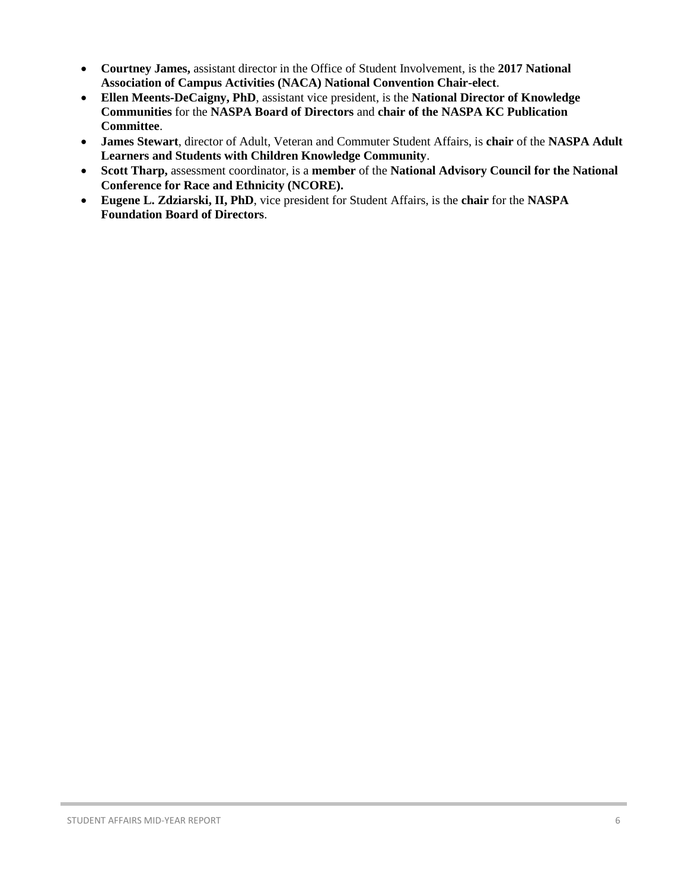- **Courtney James,** assistant director in the Office of Student Involvement, is the **2017 National Association of Campus Activities (NACA) National Convention Chair-elect**.
- **Ellen Meents-DeCaigny, PhD**, assistant vice president, is the **National Director of Knowledge Communities** for the **NASPA Board of Directors** and **chair of the NASPA KC Publication Committee**.
- **James Stewart**, director of Adult, Veteran and Commuter Student Affairs, is **chair** of the **NASPA Adult Learners and Students with Children Knowledge Community**.
- **Scott Tharp,** assessment coordinator, is a **member** of the **National Advisory Council for the National Conference for Race and Ethnicity (NCORE).**
- **Eugene L. Zdziarski, II, PhD**, vice president for Student Affairs, is the **chair** for the **NASPA Foundation Board of Directors**.